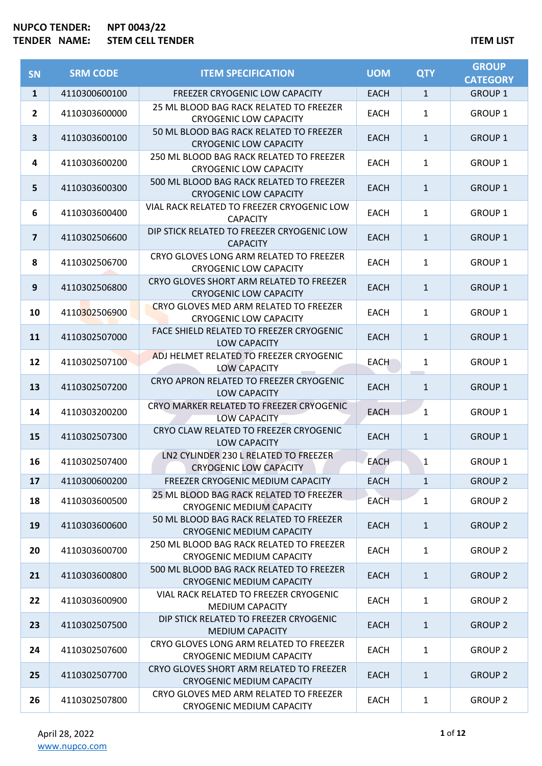**NUPCO TENDER:** NPT 0043/22
**TENDER NAME:** STEM CELL TENDER

**ITEM LIST**

| SN | SRM CODE | ITEM SPECIFICATION | UOM | QTY | GROUP CATEGORY |
|---|---|---|---|---|---|
| 1 | 4110300600100 | FREEZER CRYOGENIC LOW CAPACITY | EACH | 1 | GROUP 1 |
| 2 | 4110303600000 | 25 ML BLOOD BAG RACK RELATED TO FREEZER CRYOGENIC LOW CAPACITY | EACH | 1 | GROUP 1 |
| 3 | 4110303600100 | 50 ML BLOOD BAG RACK RELATED TO FREEZER CRYOGENIC LOW CAPACITY | EACH | 1 | GROUP 1 |
| 4 | 4110303600200 | 250 ML BLOOD BAG RACK RELATED TO FREEZER CRYOGENIC LOW CAPACITY | EACH | 1 | GROUP 1 |
| 5 | 4110303600300 | 500 ML BLOOD BAG RACK RELATED TO FREEZER CRYOGENIC LOW CAPACITY | EACH | 1 | GROUP 1 |
| 6 | 4110303600400 | VIAL RACK RELATED TO FREEZER CRYOGENIC LOW CAPACITY | EACH | 1 | GROUP 1 |
| 7 | 4110302506600 | DIP STICK RELATED TO FREEZER CRYOGENIC LOW CAPACITY | EACH | 1 | GROUP 1 |
| 8 | 4110302506700 | CRYO GLOVES LONG ARM RELATED TO FREEZER CRYOGENIC LOW CAPACITY | EACH | 1 | GROUP 1 |
| 9 | 4110302506800 | CRYO GLOVES SHORT ARM RELATED TO FREEZER CRYOGENIC LOW CAPACITY | EACH | 1 | GROUP 1 |
| 10 | 4110302506900 | CRYO GLOVES MED ARM RELATED TO FREEZER CRYOGENIC LOW CAPACITY | EACH | 1 | GROUP 1 |
| 11 | 4110302507000 | FACE SHIELD RELATED TO FREEZER CRYOGENIC LOW CAPACITY | EACH | 1 | GROUP 1 |
| 12 | 4110302507100 | ADJ HELMET RELATED TO FREEZER CRYOGENIC LOW CAPACITY | EACH | 1 | GROUP 1 |
| 13 | 4110302507200 | CRYO APRON RELATED TO FREEZER CRYOGENIC LOW CAPACITY | EACH | 1 | GROUP 1 |
| 14 | 4110303200200 | CRYO MARKER RELATED TO FREEZER CRYOGENIC LOW CAPACITY | EACH | 1 | GROUP 1 |
| 15 | 4110302507300 | CRYO CLAW RELATED TO FREEZER CRYOGENIC LOW CAPACITY | EACH | 1 | GROUP 1 |
| 16 | 4110302507400 | LN2 CYLINDER 230 L RELATED TO FREEZER CRYOGENIC LOW CAPACITY | EACH | 1 | GROUP 1 |
| 17 | 4110300600200 | FREEZER CRYOGENIC MEDIUM CAPACITY | EACH | 1 | GROUP 2 |
| 18 | 4110303600500 | 25 ML BLOOD BAG RACK RELATED TO FREEZER CRYOGENIC MEDIUM CAPACITY | EACH | 1 | GROUP 2 |
| 19 | 4110303600600 | 50 ML BLOOD BAG RACK RELATED TO FREEZER CRYOGENIC MEDIUM CAPACITY | EACH | 1 | GROUP 2 |
| 20 | 4110303600700 | 250 ML BLOOD BAG RACK RELATED TO FREEZER CRYOGENIC MEDIUM CAPACITY | EACH | 1 | GROUP 2 |
| 21 | 4110303600800 | 500 ML BLOOD BAG RACK RELATED TO FREEZER CRYOGENIC MEDIUM CAPACITY | EACH | 1 | GROUP 2 |
| 22 | 4110303600900 | VIAL RACK RELATED TO FREEZER CRYOGENIC MEDIUM CAPACITY | EACH | 1 | GROUP 2 |
| 23 | 4110302507500 | DIP STICK RELATED TO FREEZER CRYOGENIC MEDIUM CAPACITY | EACH | 1 | GROUP 2 |
| 24 | 4110302507600 | CRYO GLOVES LONG ARM RELATED TO FREEZER CRYOGENIC MEDIUM CAPACITY | EACH | 1 | GROUP 2 |
| 25 | 4110302507700 | CRYO GLOVES SHORT ARM RELATED TO FREEZER CRYOGENIC MEDIUM CAPACITY | EACH | 1 | GROUP 2 |
| 26 | 4110302507800 | CRYO GLOVES MED ARM RELATED TO FREEZER CRYOGENIC MEDIUM CAPACITY | EACH | 1 | GROUP 2 |

April 28, 2022
www.nupco.com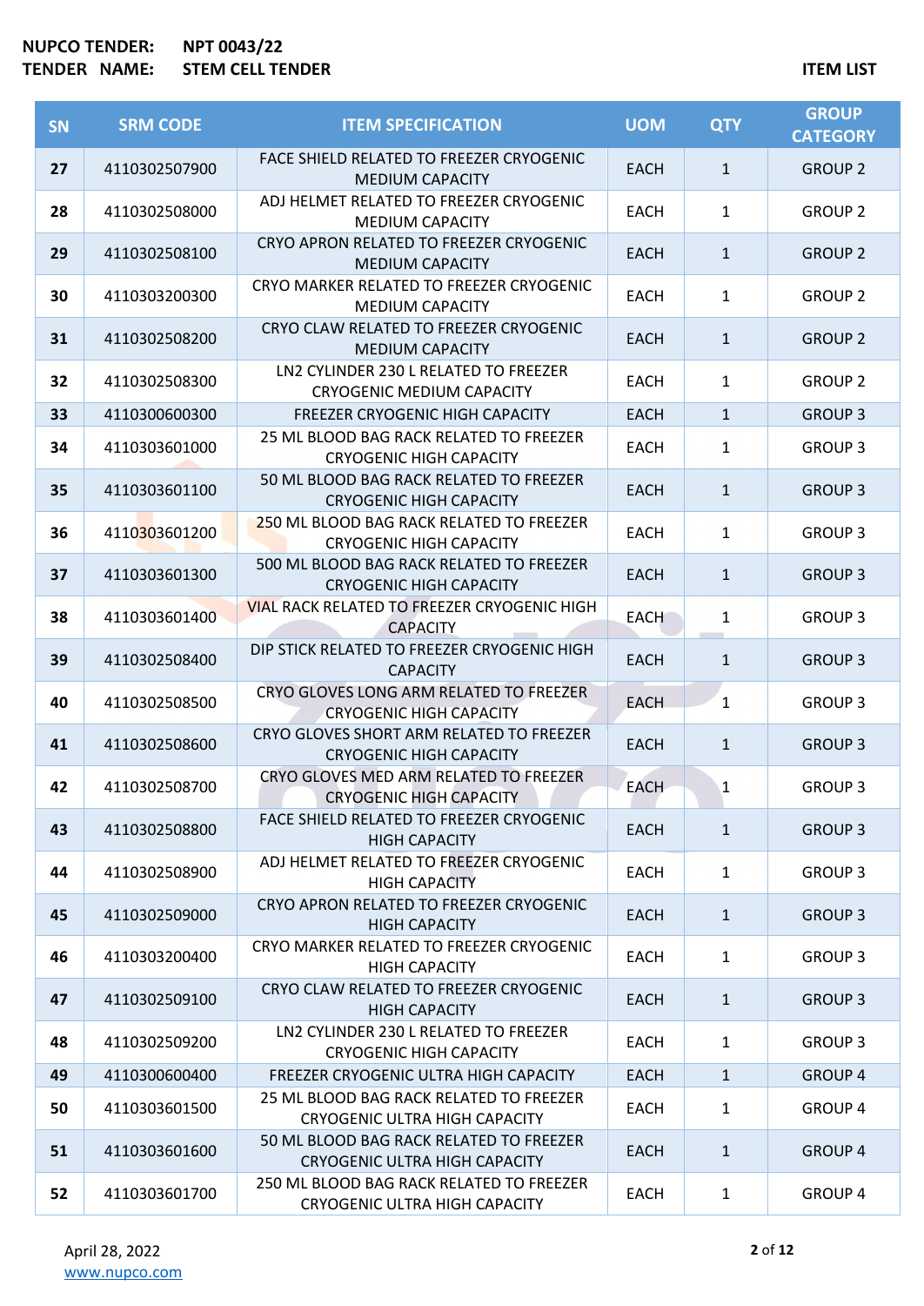**NUPCO TENDER:** **NPT 0043/22**
**TENDER NAME:** **STEM CELL TENDER**

**ITEM LIST**

| SN | SRM CODE | ITEM SPECIFICATION | UOM | QTY | GROUP CATEGORY |
|---|---|---|---|---|---|
| 27 | 4110302507900 | FACE SHIELD RELATED TO FREEZER CRYOGENIC MEDIUM CAPACITY | EACH | 1 | GROUP 2 |
| 28 | 4110302508000 | ADJ HELMET RELATED TO FREEZER CRYOGENIC MEDIUM CAPACITY | EACH | 1 | GROUP 2 |
| 29 | 4110302508100 | CRYO APRON RELATED TO FREEZER CRYOGENIC MEDIUM CAPACITY | EACH | 1 | GROUP 2 |
| 30 | 4110303200300 | CRYO MARKER RELATED TO FREEZER CRYOGENIC MEDIUM CAPACITY | EACH | 1 | GROUP 2 |
| 31 | 4110302508200 | CRYO CLAW RELATED TO FREEZER CRYOGENIC MEDIUM CAPACITY | EACH | 1 | GROUP 2 |
| 32 | 4110302508300 | LN2 CYLINDER 230 L RELATED TO FREEZER CRYOGENIC MEDIUM CAPACITY | EACH | 1 | GROUP 2 |
| 33 | 4110300600300 | FREEZER CRYOGENIC HIGH CAPACITY | EACH | 1 | GROUP 3 |
| 34 | 4110303601000 | 25 ML BLOOD BAG RACK RELATED TO FREEZER CRYOGENIC HIGH CAPACITY | EACH | 1 | GROUP 3 |
| 35 | 4110303601100 | 50 ML BLOOD BAG RACK RELATED TO FREEZER CRYOGENIC HIGH CAPACITY | EACH | 1 | GROUP 3 |
| 36 | 4110303601200 | 250 ML BLOOD BAG RACK RELATED TO FREEZER CRYOGENIC HIGH CAPACITY | EACH | 1 | GROUP 3 |
| 37 | 4110303601300 | 500 ML BLOOD BAG RACK RELATED TO FREEZER CRYOGENIC HIGH CAPACITY | EACH | 1 | GROUP 3 |
| 38 | 4110303601400 | VIAL RACK RELATED TO FREEZER CRYOGENIC HIGH CAPACITY | EACH | 1 | GROUP 3 |
| 39 | 4110302508400 | DIP STICK RELATED TO FREEZER CRYOGENIC HIGH CAPACITY | EACH | 1 | GROUP 3 |
| 40 | 4110302508500 | CRYO GLOVES LONG ARM RELATED TO FREEZER CRYOGENIC HIGH CAPACITY | EACH | 1 | GROUP 3 |
| 41 | 4110302508600 | CRYO GLOVES SHORT ARM RELATED TO FREEZER CRYOGENIC HIGH CAPACITY | EACH | 1 | GROUP 3 |
| 42 | 4110302508700 | CRYO GLOVES MED ARM RELATED TO FREEZER CRYOGENIC HIGH CAPACITY | EACH | 1 | GROUP 3 |
| 43 | 4110302508800 | FACE SHIELD RELATED TO FREEZER CRYOGENIC HIGH CAPACITY | EACH | 1 | GROUP 3 |
| 44 | 4110302508900 | ADJ HELMET RELATED TO FREEZER CRYOGENIC HIGH CAPACITY | EACH | 1 | GROUP 3 |
| 45 | 4110302509000 | CRYO APRON RELATED TO FREEZER CRYOGENIC HIGH CAPACITY | EACH | 1 | GROUP 3 |
| 46 | 4110303200400 | CRYO MARKER RELATED TO FREEZER CRYOGENIC HIGH CAPACITY | EACH | 1 | GROUP 3 |
| 47 | 4110302509100 | CRYO CLAW RELATED TO FREEZER CRYOGENIC HIGH CAPACITY | EACH | 1 | GROUP 3 |
| 48 | 4110302509200 | LN2 CYLINDER 230 L RELATED TO FREEZER CRYOGENIC HIGH CAPACITY | EACH | 1 | GROUP 3 |
| 49 | 4110300600400 | FREEZER CRYOGENIC ULTRA HIGH CAPACITY | EACH | 1 | GROUP 4 |
| 50 | 4110303601500 | 25 ML BLOOD BAG RACK RELATED TO FREEZER CRYOGENIC ULTRA HIGH CAPACITY | EACH | 1 | GROUP 4 |
| 51 | 4110303601600 | 50 ML BLOOD BAG RACK RELATED TO FREEZER CRYOGENIC ULTRA HIGH CAPACITY | EACH | 1 | GROUP 4 |
| 52 | 4110303601700 | 250 ML BLOOD BAG RACK RELATED TO FREEZER CRYOGENIC ULTRA HIGH CAPACITY | EACH | 1 | GROUP 4 |

April 28, 2022
www.nupco.com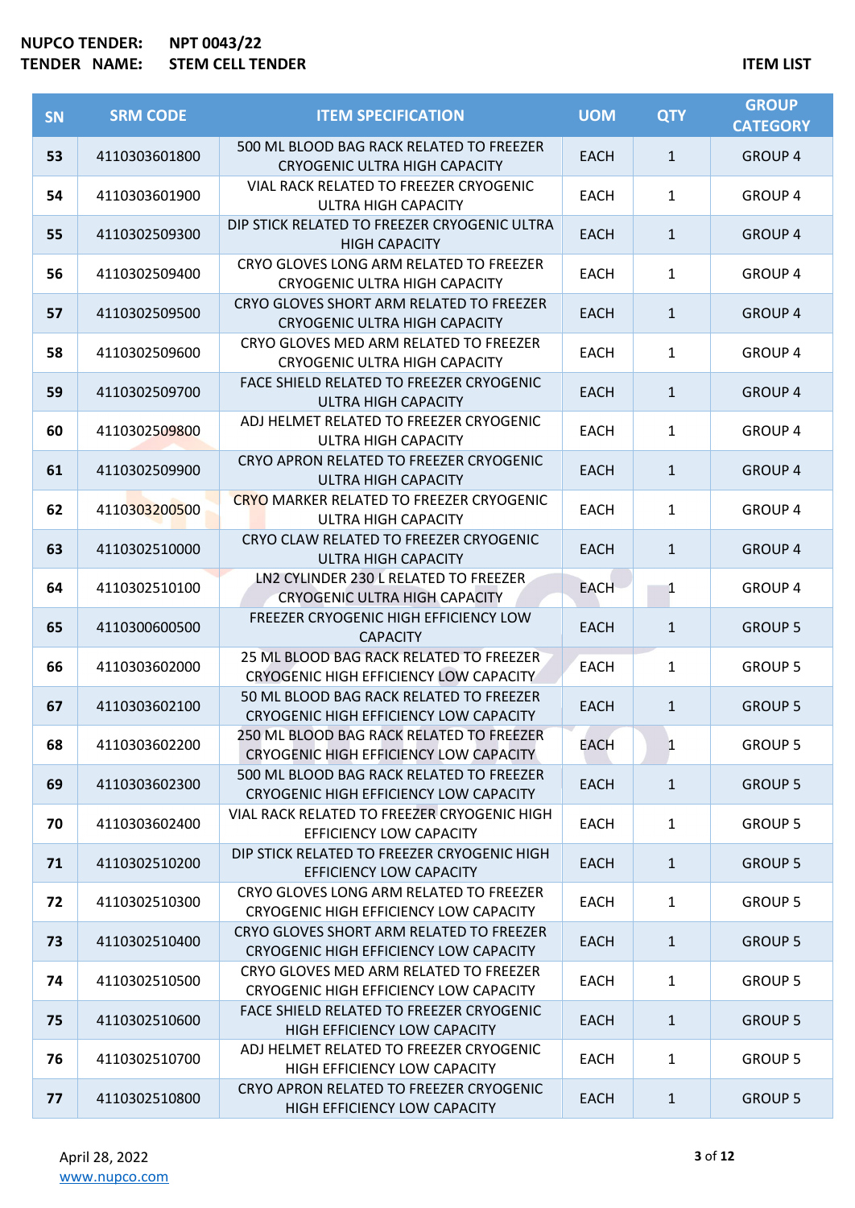**NUPCO TENDER:** **NPT 0043/22**
**TENDER NAME:** **STEM CELL TENDER**

**ITEM LIST**

| SN | SRM CODE | ITEM SPECIFICATION | UOM | QTY | GROUP CATEGORY |
|---|---|---|---|---|---|
| 53 | 4110303601800 | 500 ML BLOOD BAG RACK RELATED TO FREEZER CRYOGENIC ULTRA HIGH CAPACITY | EACH | 1 | GROUP 4 |
| 54 | 4110303601900 | VIAL RACK RELATED TO FREEZER CRYOGENIC ULTRA HIGH CAPACITY | EACH | 1 | GROUP 4 |
| 55 | 4110302509300 | DIP STICK RELATED TO FREEZER CRYOGENIC ULTRA HIGH CAPACITY | EACH | 1 | GROUP 4 |
| 56 | 4110302509400 | CRYO GLOVES LONG ARM RELATED TO FREEZER CRYOGENIC ULTRA HIGH CAPACITY | EACH | 1 | GROUP 4 |
| 57 | 4110302509500 | CRYO GLOVES SHORT ARM RELATED TO FREEZER CRYOGENIC ULTRA HIGH CAPACITY | EACH | 1 | GROUP 4 |
| 58 | 4110302509600 | CRYO GLOVES MED ARM RELATED TO FREEZER CRYOGENIC ULTRA HIGH CAPACITY | EACH | 1 | GROUP 4 |
| 59 | 4110302509700 | FACE SHIELD RELATED TO FREEZER CRYOGENIC ULTRA HIGH CAPACITY | EACH | 1 | GROUP 4 |
| 60 | 4110302509800 | ADJ HELMET RELATED TO FREEZER CRYOGENIC ULTRA HIGH CAPACITY | EACH | 1 | GROUP 4 |
| 61 | 4110302509900 | CRYO APRON RELATED TO FREEZER CRYOGENIC ULTRA HIGH CAPACITY | EACH | 1 | GROUP 4 |
| 62 | 4110303200500 | CRYO MARKER RELATED TO FREEZER CRYOGENIC ULTRA HIGH CAPACITY | EACH | 1 | GROUP 4 |
| 63 | 4110302510000 | CRYO CLAW RELATED TO FREEZER CRYOGENIC ULTRA HIGH CAPACITY | EACH | 1 | GROUP 4 |
| 64 | 4110302510100 | LN2 CYLINDER 230 L RELATED TO FREEZER CRYOGENIC ULTRA HIGH CAPACITY | EACH | 1 | GROUP 4 |
| 65 | 4110300600500 | FREEZER CRYOGENIC HIGH EFFICIENCY LOW CAPACITY | EACH | 1 | GROUP 5 |
| 66 | 4110303602000 | 25 ML BLOOD BAG RACK RELATED TO FREEZER CRYOGENIC HIGH EFFICIENCY LOW CAPACITY | EACH | 1 | GROUP 5 |
| 67 | 4110303602100 | 50 ML BLOOD BAG RACK RELATED TO FREEZER CRYOGENIC HIGH EFFICIENCY LOW CAPACITY | EACH | 1 | GROUP 5 |
| 68 | 4110303602200 | 250 ML BLOOD BAG RACK RELATED TO FREEZER CRYOGENIC HIGH EFFICIENCY LOW CAPACITY | EACH | 1 | GROUP 5 |
| 69 | 4110303602300 | 500 ML BLOOD BAG RACK RELATED TO FREEZER CRYOGENIC HIGH EFFICIENCY LOW CAPACITY | EACH | 1 | GROUP 5 |
| 70 | 4110303602400 | VIAL RACK RELATED TO FREEZER CRYOGENIC HIGH EFFICIENCY LOW CAPACITY | EACH | 1 | GROUP 5 |
| 71 | 4110302510200 | DIP STICK RELATED TO FREEZER CRYOGENIC HIGH EFFICIENCY LOW CAPACITY | EACH | 1 | GROUP 5 |
| 72 | 4110302510300 | CRYO GLOVES LONG ARM RELATED TO FREEZER CRYOGENIC HIGH EFFICIENCY LOW CAPACITY | EACH | 1 | GROUP 5 |
| 73 | 4110302510400 | CRYO GLOVES SHORT ARM RELATED TO FREEZER CRYOGENIC HIGH EFFICIENCY LOW CAPACITY | EACH | 1 | GROUP 5 |
| 74 | 4110302510500 | CRYO GLOVES MED ARM RELATED TO FREEZER CRYOGENIC HIGH EFFICIENCY LOW CAPACITY | EACH | 1 | GROUP 5 |
| 75 | 4110302510600 | FACE SHIELD RELATED TO FREEZER CRYOGENIC HIGH EFFICIENCY LOW CAPACITY | EACH | 1 | GROUP 5 |
| 76 | 4110302510700 | ADJ HELMET RELATED TO FREEZER CRYOGENIC HIGH EFFICIENCY LOW CAPACITY | EACH | 1 | GROUP 5 |
| 77 | 4110302510800 | CRYO APRON RELATED TO FREEZER CRYOGENIC HIGH EFFICIENCY LOW CAPACITY | EACH | 1 | GROUP 5 |

April 28, 2022
www.nupco.com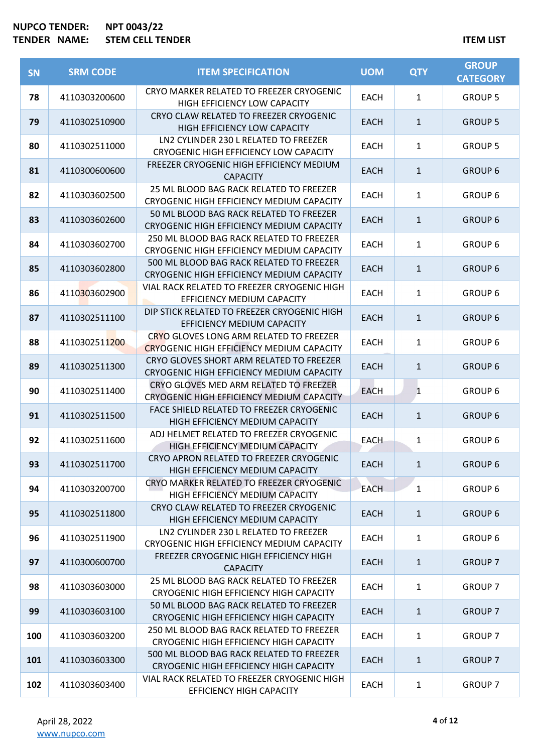**NUPCO TENDER:** **NPT 0043/22**
**TENDER NAME:** **STEM CELL TENDER**

**ITEM LIST**

| SN | SRM CODE | ITEM SPECIFICATION | UOM | QTY | GROUP CATEGORY |
|---|---|---|---|---|---|
| 78 | 4110303200600 | CRYO MARKER RELATED TO FREEZER CRYOGENIC HIGH EFFICIENCY LOW CAPACITY | EACH | 1 | GROUP 5 |
| 79 | 4110302510900 | CRYO CLAW RELATED TO FREEZER CRYOGENIC HIGH EFFICIENCY LOW CAPACITY | EACH | 1 | GROUP 5 |
| 80 | 4110302511000 | LN2 CYLINDER 230 L RELATED TO FREEZER CRYOGENIC HIGH EFFICIENCY LOW CAPACITY | EACH | 1 | GROUP 5 |
| 81 | 4110300600600 | FREEZER CRYOGENIC HIGH EFFICIENCY MEDIUM CAPACITY | EACH | 1 | GROUP 6 |
| 82 | 4110303602500 | 25 ML BLOOD BAG RACK RELATED TO FREEZER CRYOGENIC HIGH EFFICIENCY MEDIUM CAPACITY | EACH | 1 | GROUP 6 |
| 83 | 4110303602600 | 50 ML BLOOD BAG RACK RELATED TO FREEZER CRYOGENIC HIGH EFFICIENCY MEDIUM CAPACITY | EACH | 1 | GROUP 6 |
| 84 | 4110303602700 | 250 ML BLOOD BAG RACK RELATED TO FREEZER CRYOGENIC HIGH EFFICIENCY MEDIUM CAPACITY | EACH | 1 | GROUP 6 |
| 85 | 4110303602800 | 500 ML BLOOD BAG RACK RELATED TO FREEZER CRYOGENIC HIGH EFFICIENCY MEDIUM CAPACITY | EACH | 1 | GROUP 6 |
| 86 | 4110303602900 | VIAL RACK RELATED TO FREEZER CRYOGENIC HIGH EFFICIENCY MEDIUM CAPACITY | EACH | 1 | GROUP 6 |
| 87 | 4110302511100 | DIP STICK RELATED TO FREEZER CRYOGENIC HIGH EFFICIENCY MEDIUM CAPACITY | EACH | 1 | GROUP 6 |
| 88 | 4110302511200 | CRYO GLOVES LONG ARM RELATED TO FREEZER CRYOGENIC HIGH EFFICIENCY MEDIUM CAPACITY | EACH | 1 | GROUP 6 |
| 89 | 4110302511300 | CRYO GLOVES SHORT ARM RELATED TO FREEZER CRYOGENIC HIGH EFFICIENCY MEDIUM CAPACITY | EACH | 1 | GROUP 6 |
| 90 | 4110302511400 | CRYO GLOVES MED ARM RELATED TO FREEZER CRYOGENIC HIGH EFFICIENCY MEDIUM CAPACITY | EACH | 1 | GROUP 6 |
| 91 | 4110302511500 | FACE SHIELD RELATED TO FREEZER CRYOGENIC HIGH EFFICIENCY MEDIUM CAPACITY | EACH | 1 | GROUP 6 |
| 92 | 4110302511600 | ADJ HELMET RELATED TO FREEZER CRYOGENIC HIGH EFFICIENCY MEDIUM CAPACITY | EACH | 1 | GROUP 6 |
| 93 | 4110302511700 | CRYO APRON RELATED TO FREEZER CRYOGENIC HIGH EFFICIENCY MEDIUM CAPACITY | EACH | 1 | GROUP 6 |
| 94 | 4110303200700 | CRYO MARKER RELATED TO FREEZER CRYOGENIC HIGH EFFICIENCY MEDIUM CAPACITY | EACH | 1 | GROUP 6 |
| 95 | 4110302511800 | CRYO CLAW RELATED TO FREEZER CRYOGENIC HIGH EFFICIENCY MEDIUM CAPACITY | EACH | 1 | GROUP 6 |
| 96 | 4110302511900 | LN2 CYLINDER 230 L RELATED TO FREEZER CRYOGENIC HIGH EFFICIENCY MEDIUM CAPACITY | EACH | 1 | GROUP 6 |
| 97 | 4110300600700 | FREEZER CRYOGENIC HIGH EFFICIENCY HIGH CAPACITY | EACH | 1 | GROUP 7 |
| 98 | 4110303603000 | 25 ML BLOOD BAG RACK RELATED TO FREEZER CRYOGENIC HIGH EFFICIENCY HIGH CAPACITY | EACH | 1 | GROUP 7 |
| 99 | 4110303603100 | 50 ML BLOOD BAG RACK RELATED TO FREEZER CRYOGENIC HIGH EFFICIENCY HIGH CAPACITY | EACH | 1 | GROUP 7 |
| 100 | 4110303603200 | 250 ML BLOOD BAG RACK RELATED TO FREEZER CRYOGENIC HIGH EFFICIENCY HIGH CAPACITY | EACH | 1 | GROUP 7 |
| 101 | 4110303603300 | 500 ML BLOOD BAG RACK RELATED TO FREEZER CRYOGENIC HIGH EFFICIENCY HIGH CAPACITY | EACH | 1 | GROUP 7 |
| 102 | 4110303603400 | VIAL RACK RELATED TO FREEZER CRYOGENIC HIGH EFFICIENCY HIGH CAPACITY | EACH | 1 | GROUP 7 |

April 28, 2022
www.nupco.com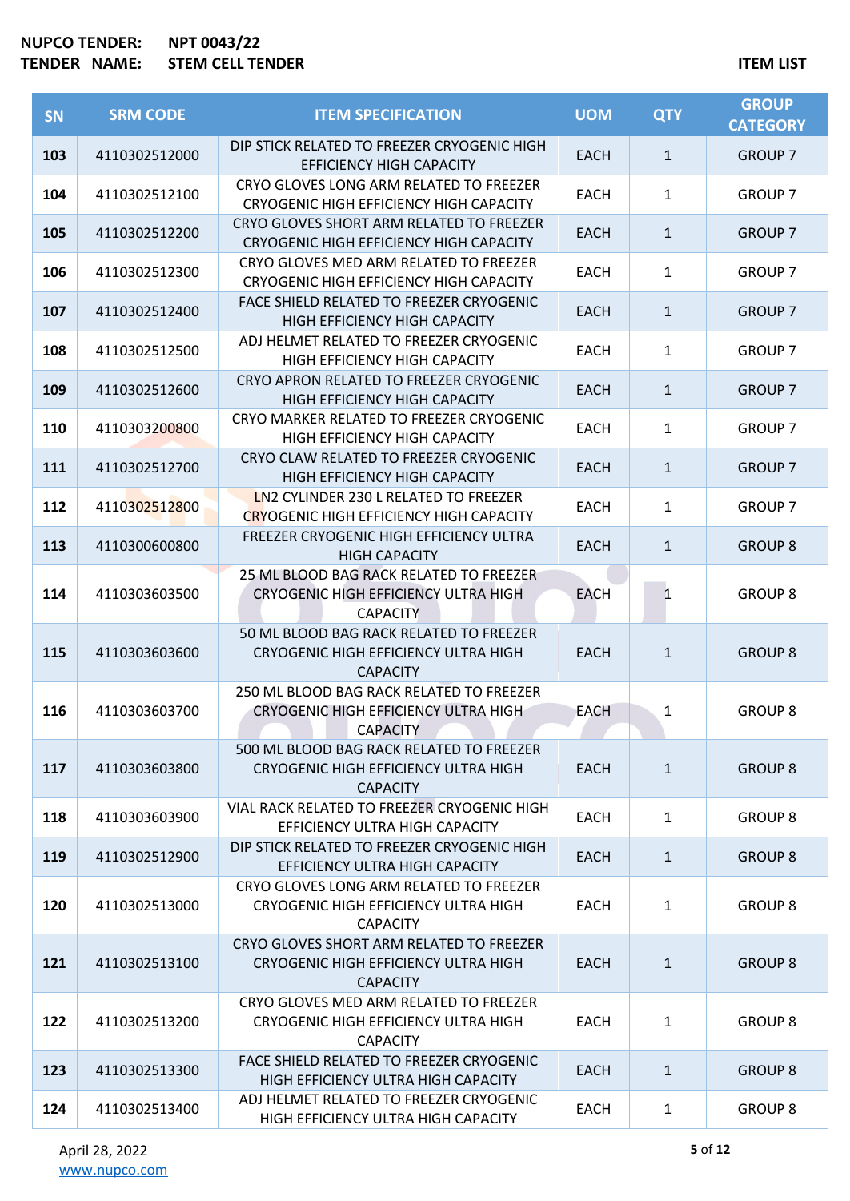**NUPCO TENDER:** NPT 0043/22
**TENDER NAME:** STEM CELL TENDER

**ITEM LIST**

| SN | SRM CODE | ITEM SPECIFICATION | UOM | QTY | GROUP CATEGORY |
|---|---|---|---|---|---|
| 103 | 4110302512000 | DIP STICK RELATED TO FREEZER CRYOGENIC HIGH EFFICIENCY HIGH CAPACITY | EACH | 1 | GROUP 7 |
| 104 | 4110302512100 | CRYO GLOVES LONG ARM RELATED TO FREEZER CRYOGENIC HIGH EFFICIENCY HIGH CAPACITY | EACH | 1 | GROUP 7 |
| 105 | 4110302512200 | CRYO GLOVES SHORT ARM RELATED TO FREEZER CRYOGENIC HIGH EFFICIENCY HIGH CAPACITY | EACH | 1 | GROUP 7 |
| 106 | 4110302512300 | CRYO GLOVES MED ARM RELATED TO FREEZER CRYOGENIC HIGH EFFICIENCY HIGH CAPACITY | EACH | 1 | GROUP 7 |
| 107 | 4110302512400 | FACE SHIELD RELATED TO FREEZER CRYOGENIC HIGH EFFICIENCY HIGH CAPACITY | EACH | 1 | GROUP 7 |
| 108 | 4110302512500 | ADJ HELMET RELATED TO FREEZER CRYOGENIC HIGH EFFICIENCY HIGH CAPACITY | EACH | 1 | GROUP 7 |
| 109 | 4110302512600 | CRYO APRON RELATED TO FREEZER CRYOGENIC HIGH EFFICIENCY HIGH CAPACITY | EACH | 1 | GROUP 7 |
| 110 | 4110303200800 | CRYO MARKER RELATED TO FREEZER CRYOGENIC HIGH EFFICIENCY HIGH CAPACITY | EACH | 1 | GROUP 7 |
| 111 | 4110302512700 | CRYO CLAW RELATED TO FREEZER CRYOGENIC HIGH EFFICIENCY HIGH CAPACITY | EACH | 1 | GROUP 7 |
| 112 | 4110302512800 | LN2 CYLINDER 230 L RELATED TO FREEZER CRYOGENIC HIGH EFFICIENCY HIGH CAPACITY | EACH | 1 | GROUP 7 |
| 113 | 4110300600800 | FREEZER CRYOGENIC HIGH EFFICIENCY ULTRA HIGH CAPACITY | EACH | 1 | GROUP 8 |
| 114 | 4110303603500 | 25 ML BLOOD BAG RACK RELATED TO FREEZER CRYOGENIC HIGH EFFICIENCY ULTRA HIGH CAPACITY | EACH | 1 | GROUP 8 |
| 115 | 4110303603600 | 50 ML BLOOD BAG RACK RELATED TO FREEZER CRYOGENIC HIGH EFFICIENCY ULTRA HIGH CAPACITY | EACH | 1 | GROUP 8 |
| 116 | 4110303603700 | 250 ML BLOOD BAG RACK RELATED TO FREEZER CRYOGENIC HIGH EFFICIENCY ULTRA HIGH CAPACITY | EACH | 1 | GROUP 8 |
| 117 | 4110303603800 | 500 ML BLOOD BAG RACK RELATED TO FREEZER CRYOGENIC HIGH EFFICIENCY ULTRA HIGH CAPACITY | EACH | 1 | GROUP 8 |
| 118 | 4110303603900 | VIAL RACK RELATED TO FREEZER CRYOGENIC HIGH EFFICIENCY ULTRA HIGH CAPACITY | EACH | 1 | GROUP 8 |
| 119 | 4110302512900 | DIP STICK RELATED TO FREEZER CRYOGENIC HIGH EFFICIENCY ULTRA HIGH CAPACITY | EACH | 1 | GROUP 8 |
| 120 | 4110302513000 | CRYO GLOVES LONG ARM RELATED TO FREEZER CRYOGENIC HIGH EFFICIENCY ULTRA HIGH CAPACITY | EACH | 1 | GROUP 8 |
| 121 | 4110302513100 | CRYO GLOVES SHORT ARM RELATED TO FREEZER CRYOGENIC HIGH EFFICIENCY ULTRA HIGH CAPACITY | EACH | 1 | GROUP 8 |
| 122 | 4110302513200 | CRYO GLOVES MED ARM RELATED TO FREEZER CRYOGENIC HIGH EFFICIENCY ULTRA HIGH CAPACITY | EACH | 1 | GROUP 8 |
| 123 | 4110302513300 | FACE SHIELD RELATED TO FREEZER CRYOGENIC HIGH EFFICIENCY ULTRA HIGH CAPACITY | EACH | 1 | GROUP 8 |
| 124 | 4110302513400 | ADJ HELMET RELATED TO FREEZER CRYOGENIC HIGH EFFICIENCY ULTRA HIGH CAPACITY | EACH | 1 | GROUP 8 |

April 28, 2022
www.nupco.com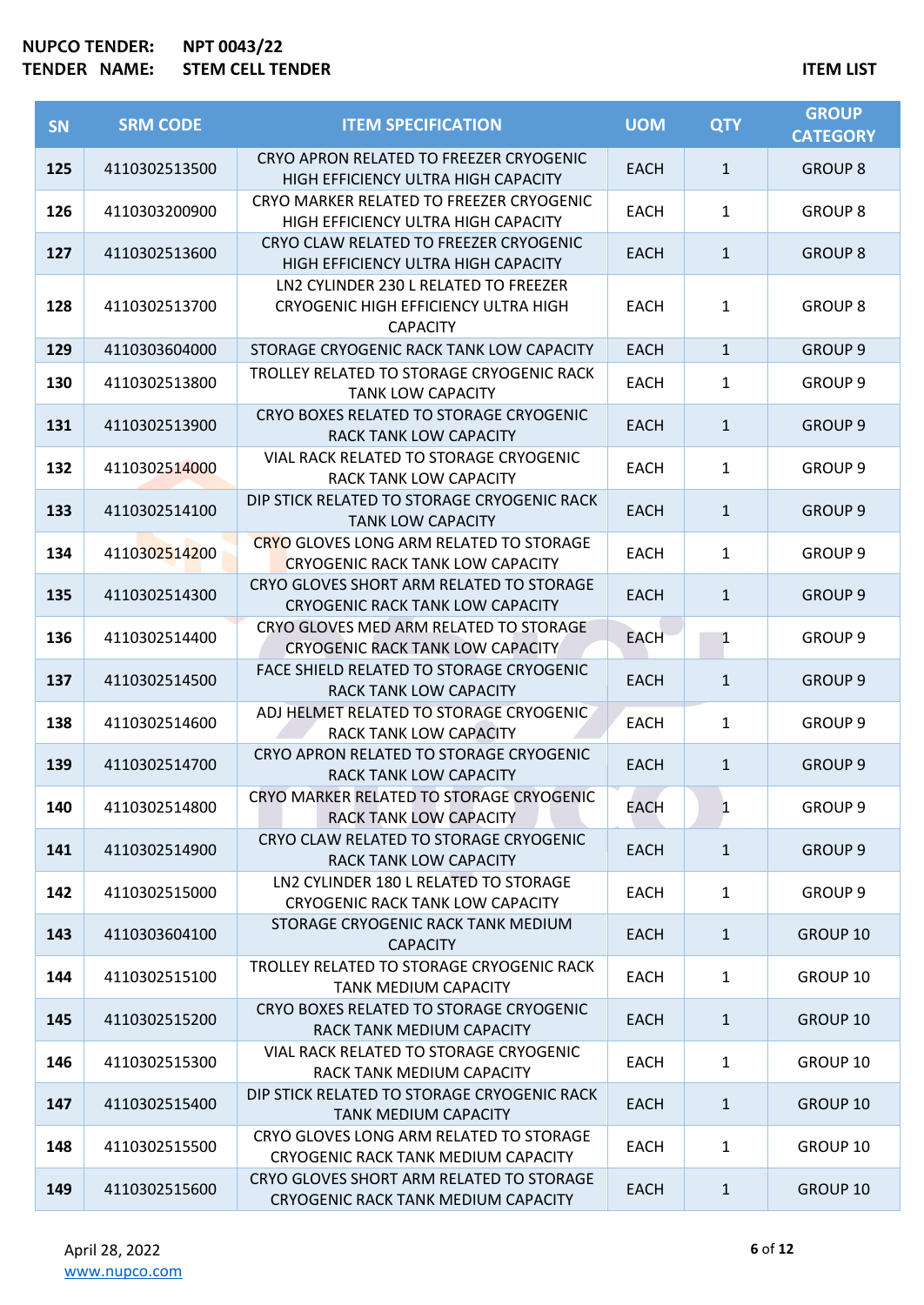**NUPCO TENDER:** NPT 0043/22
**TENDER NAME:** STEM CELL TENDER

**ITEM LIST**

| SN | SRM CODE | ITEM SPECIFICATION | UOM | QTY | GROUP CATEGORY |
|---|---|---|---|---|---|
| 125 | 4110302513500 | CRYO APRON RELATED TO FREEZER CRYOGENIC HIGH EFFICIENCY ULTRA HIGH CAPACITY | EACH | 1 | GROUP 8 |
| 126 | 4110303200900 | CRYO MARKER RELATED TO FREEZER CRYOGENIC HIGH EFFICIENCY ULTRA HIGH CAPACITY | EACH | 1 | GROUP 8 |
| 127 | 4110302513600 | CRYO CLAW RELATED TO FREEZER CRYOGENIC HIGH EFFICIENCY ULTRA HIGH CAPACITY | EACH | 1 | GROUP 8 |
| 128 | 4110302513700 | LN2 CYLINDER 230 L RELATED TO FREEZER CRYOGENIC HIGH EFFICIENCY ULTRA HIGH CAPACITY | EACH | 1 | GROUP 8 |
| 129 | 4110303604000 | STORAGE CRYOGENIC RACK TANK LOW CAPACITY | EACH | 1 | GROUP 9 |
| 130 | 4110302513800 | TROLLEY RELATED TO STORAGE CRYOGENIC RACK TANK LOW CAPACITY | EACH | 1 | GROUP 9 |
| 131 | 4110302513900 | CRYO BOXES RELATED TO STORAGE CRYOGENIC RACK TANK LOW CAPACITY | EACH | 1 | GROUP 9 |
| 132 | 4110302514000 | VIAL RACK RELATED TO STORAGE CRYOGENIC RACK TANK LOW CAPACITY | EACH | 1 | GROUP 9 |
| 133 | 4110302514100 | DIP STICK RELATED TO STORAGE CRYOGENIC RACK TANK LOW CAPACITY | EACH | 1 | GROUP 9 |
| 134 | 4110302514200 | CRYO GLOVES LONG ARM RELATED TO STORAGE CRYOGENIC RACK TANK LOW CAPACITY | EACH | 1 | GROUP 9 |
| 135 | 4110302514300 | CRYO GLOVES SHORT ARM RELATED TO STORAGE CRYOGENIC RACK TANK LOW CAPACITY | EACH | 1 | GROUP 9 |
| 136 | 4110302514400 | CRYO GLOVES MED ARM RELATED TO STORAGE CRYOGENIC RACK TANK LOW CAPACITY | EACH | 1 | GROUP 9 |
| 137 | 4110302514500 | FACE SHIELD RELATED TO STORAGE CRYOGENIC RACK TANK LOW CAPACITY | EACH | 1 | GROUP 9 |
| 138 | 4110302514600 | ADJ HELMET RELATED TO STORAGE CRYOGENIC RACK TANK LOW CAPACITY | EACH | 1 | GROUP 9 |
| 139 | 4110302514700 | CRYO APRON RELATED TO STORAGE CRYOGENIC RACK TANK LOW CAPACITY | EACH | 1 | GROUP 9 |
| 140 | 4110302514800 | CRYO MARKER RELATED TO STORAGE CRYOGENIC RACK TANK LOW CAPACITY | EACH | 1 | GROUP 9 |
| 141 | 4110302514900 | CRYO CLAW RELATED TO STORAGE CRYOGENIC RACK TANK LOW CAPACITY | EACH | 1 | GROUP 9 |
| 142 | 4110302515000 | LN2 CYLINDER 180 L RELATED TO STORAGE CRYOGENIC RACK TANK LOW CAPACITY | EACH | 1 | GROUP 9 |
| 143 | 4110303604100 | STORAGE CRYOGENIC RACK TANK MEDIUM CAPACITY | EACH | 1 | GROUP 10 |
| 144 | 4110302515100 | TROLLEY RELATED TO STORAGE CRYOGENIC RACK TANK MEDIUM CAPACITY | EACH | 1 | GROUP 10 |
| 145 | 4110302515200 | CRYO BOXES RELATED TO STORAGE CRYOGENIC RACK TANK MEDIUM CAPACITY | EACH | 1 | GROUP 10 |
| 146 | 4110302515300 | VIAL RACK RELATED TO STORAGE CRYOGENIC RACK TANK MEDIUM CAPACITY | EACH | 1 | GROUP 10 |
| 147 | 4110302515400 | DIP STICK RELATED TO STORAGE CRYOGENIC RACK TANK MEDIUM CAPACITY | EACH | 1 | GROUP 10 |
| 148 | 4110302515500 | CRYO GLOVES LONG ARM RELATED TO STORAGE CRYOGENIC RACK TANK MEDIUM CAPACITY | EACH | 1 | GROUP 10 |
| 149 | 4110302515600 | CRYO GLOVES SHORT ARM RELATED TO STORAGE CRYOGENIC RACK TANK MEDIUM CAPACITY | EACH | 1 | GROUP 10 |

April 28, 2022
www.nupco.com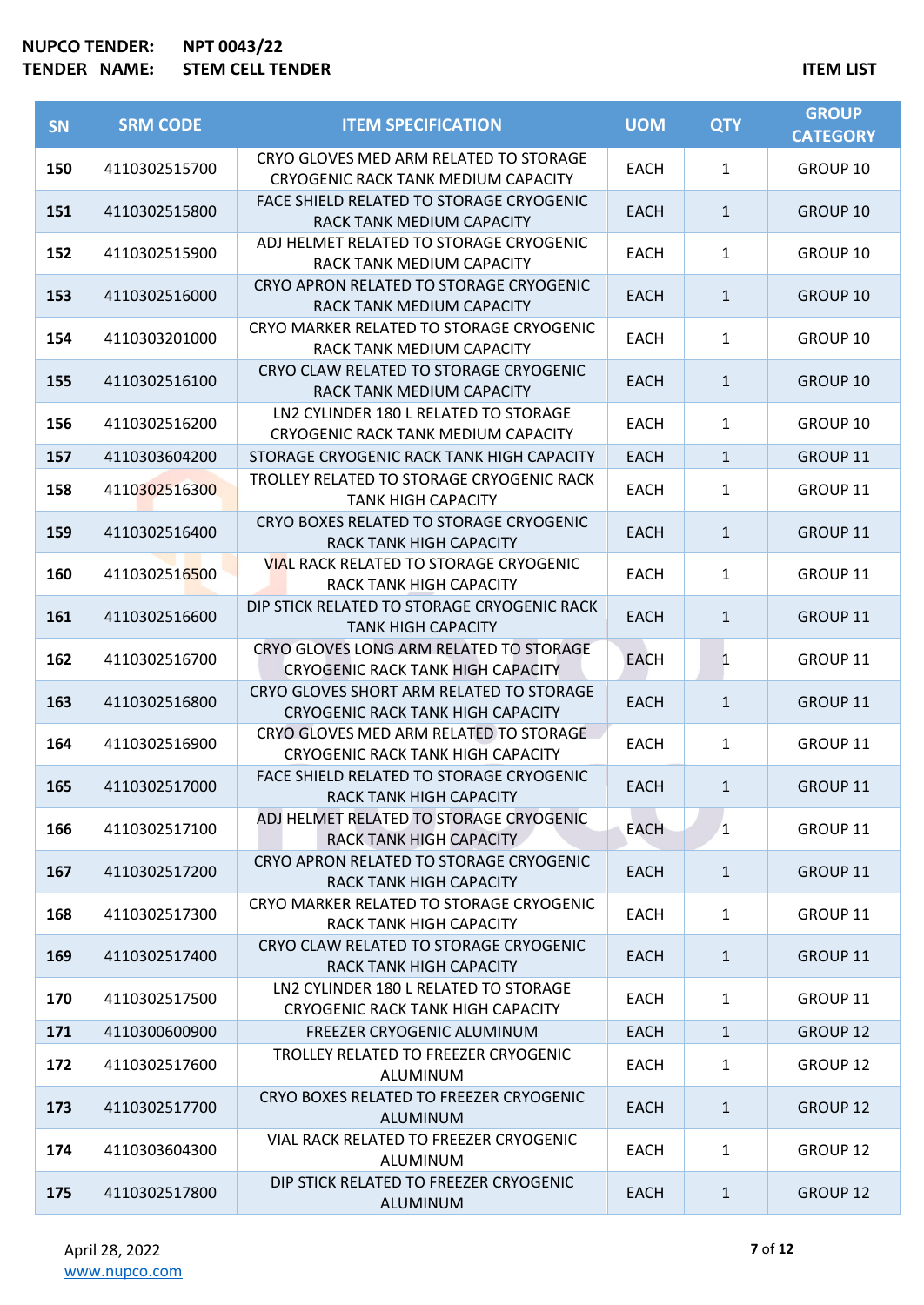**NUPCO TENDER:** NPT 0043/22
**TENDER NAME:** STEM CELL TENDER

**ITEM LIST**

| SN | SRM CODE | ITEM SPECIFICATION | UOM | QTY | GROUP CATEGORY |
|---|---|---|---|---|---|
| 150 | 4110302515700 | CRYO GLOVES MED ARM RELATED TO STORAGE CRYOGENIC RACK TANK MEDIUM CAPACITY | EACH | 1 | GROUP 10 |
| 151 | 4110302515800 | FACE SHIELD RELATED TO STORAGE CRYOGENIC RACK TANK MEDIUM CAPACITY | EACH | 1 | GROUP 10 |
| 152 | 4110302515900 | ADJ HELMET RELATED TO STORAGE CRYOGENIC RACK TANK MEDIUM CAPACITY | EACH | 1 | GROUP 10 |
| 153 | 4110302516000 | CRYO APRON RELATED TO STORAGE CRYOGENIC RACK TANK MEDIUM CAPACITY | EACH | 1 | GROUP 10 |
| 154 | 4110303201000 | CRYO MARKER RELATED TO STORAGE CRYOGENIC RACK TANK MEDIUM CAPACITY | EACH | 1 | GROUP 10 |
| 155 | 4110302516100 | CRYO CLAW RELATED TO STORAGE CRYOGENIC RACK TANK MEDIUM CAPACITY | EACH | 1 | GROUP 10 |
| 156 | 4110302516200 | LN2 CYLINDER 180 L RELATED TO STORAGE CRYOGENIC RACK TANK MEDIUM CAPACITY | EACH | 1 | GROUP 10 |
| 157 | 4110303604200 | STORAGE CRYOGENIC RACK TANK HIGH CAPACITY | EACH | 1 | GROUP 11 |
| 158 | 4110302516300 | TROLLEY RELATED TO STORAGE CRYOGENIC RACK TANK HIGH CAPACITY | EACH | 1 | GROUP 11 |
| 159 | 4110302516400 | CRYO BOXES RELATED TO STORAGE CRYOGENIC RACK TANK HIGH CAPACITY | EACH | 1 | GROUP 11 |
| 160 | 4110302516500 | VIAL RACK RELATED TO STORAGE CRYOGENIC RACK TANK HIGH CAPACITY | EACH | 1 | GROUP 11 |
| 161 | 4110302516600 | DIP STICK RELATED TO STORAGE CRYOGENIC RACK TANK HIGH CAPACITY | EACH | 1 | GROUP 11 |
| 162 | 4110302516700 | CRYO GLOVES LONG ARM RELATED TO STORAGE CRYOGENIC RACK TANK HIGH CAPACITY | EACH | 1 | GROUP 11 |
| 163 | 4110302516800 | CRYO GLOVES SHORT ARM RELATED TO STORAGE CRYOGENIC RACK TANK HIGH CAPACITY | EACH | 1 | GROUP 11 |
| 164 | 4110302516900 | CRYO GLOVES MED ARM RELATED TO STORAGE CRYOGENIC RACK TANK HIGH CAPACITY | EACH | 1 | GROUP 11 |
| 165 | 4110302517000 | FACE SHIELD RELATED TO STORAGE CRYOGENIC RACK TANK HIGH CAPACITY | EACH | 1 | GROUP 11 |
| 166 | 4110302517100 | ADJ HELMET RELATED TO STORAGE CRYOGENIC RACK TANK HIGH CAPACITY | EACH | 1 | GROUP 11 |
| 167 | 4110302517200 | CRYO APRON RELATED TO STORAGE CRYOGENIC RACK TANK HIGH CAPACITY | EACH | 1 | GROUP 11 |
| 168 | 4110302517300 | CRYO MARKER RELATED TO STORAGE CRYOGENIC RACK TANK HIGH CAPACITY | EACH | 1 | GROUP 11 |
| 169 | 4110302517400 | CRYO CLAW RELATED TO STORAGE CRYOGENIC RACK TANK HIGH CAPACITY | EACH | 1 | GROUP 11 |
| 170 | 4110302517500 | LN2 CYLINDER 180 L RELATED TO STORAGE CRYOGENIC RACK TANK HIGH CAPACITY | EACH | 1 | GROUP 11 |
| 171 | 4110300600900 | FREEZER CRYOGENIC ALUMINUM | EACH | 1 | GROUP 12 |
| 172 | 4110302517600 | TROLLEY RELATED TO FREEZER CRYOGENIC ALUMINUM | EACH | 1 | GROUP 12 |
| 173 | 4110302517700 | CRYO BOXES RELATED TO FREEZER CRYOGENIC ALUMINUM | EACH | 1 | GROUP 12 |
| 174 | 4110303604300 | VIAL RACK RELATED TO FREEZER CRYOGENIC ALUMINUM | EACH | 1 | GROUP 12 |
| 175 | 4110302517800 | DIP STICK RELATED TO FREEZER CRYOGENIC ALUMINUM | EACH | 1 | GROUP 12 |

April 28, 2022
www.nupco.com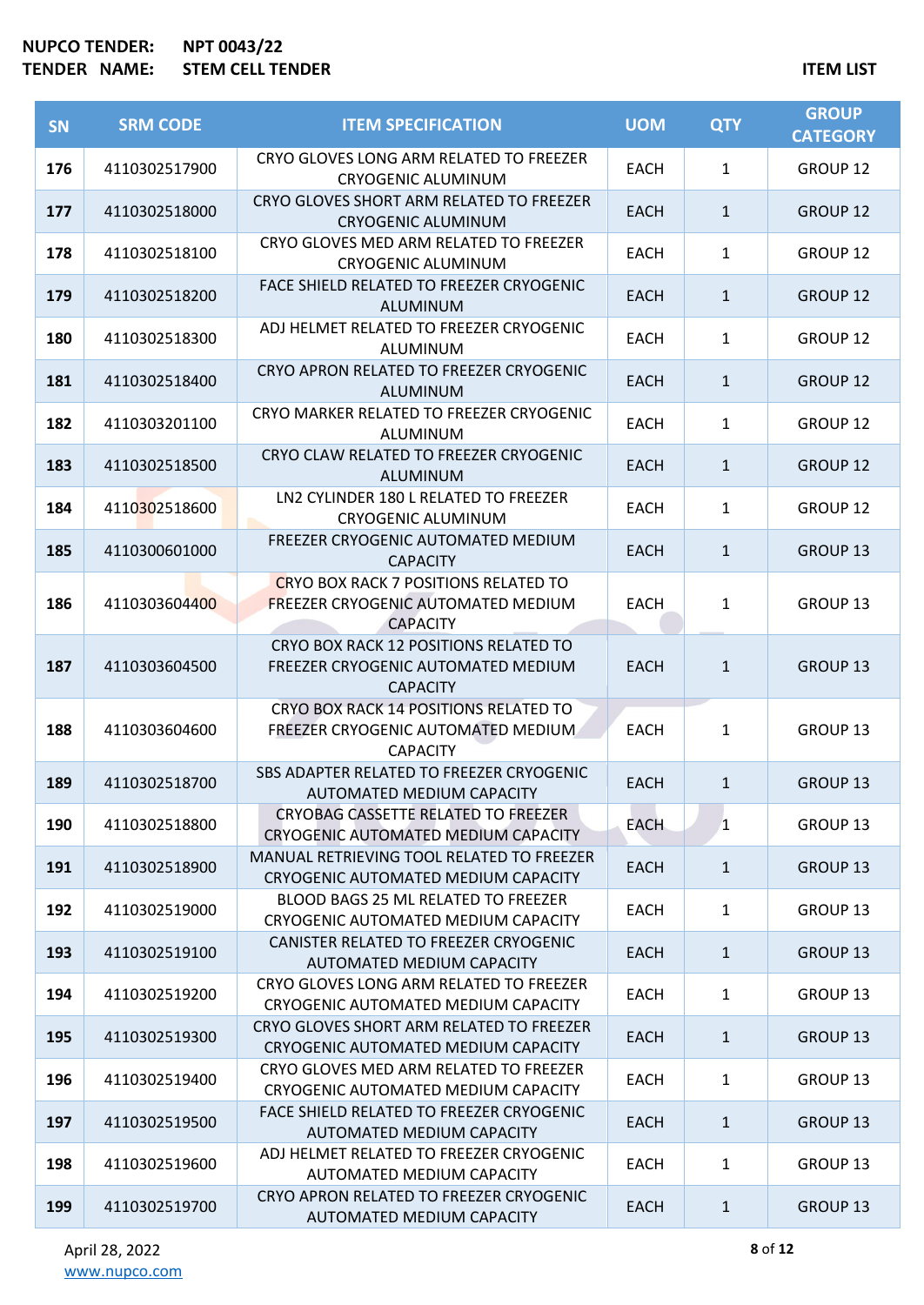**NUPCO TENDER:** NPT 0043/22
**TENDER NAME:** STEM CELL TENDER

ITEM LIST

| SN | SRM CODE | ITEM SPECIFICATION | UOM | QTY | GROUP CATEGORY |
|---|---|---|---|---|---|
| 176 | 4110302517900 | CRYO GLOVES LONG ARM RELATED TO FREEZER CRYOGENIC ALUMINUM | EACH | 1 | GROUP 12 |
| 177 | 4110302518000 | CRYO GLOVES SHORT ARM RELATED TO FREEZER CRYOGENIC ALUMINUM | EACH | 1 | GROUP 12 |
| 178 | 4110302518100 | CRYO GLOVES MED ARM RELATED TO FREEZER CRYOGENIC ALUMINUM | EACH | 1 | GROUP 12 |
| 179 | 4110302518200 | FACE SHIELD RELATED TO FREEZER CRYOGENIC ALUMINUM | EACH | 1 | GROUP 12 |
| 180 | 4110302518300 | ADJ HELMET RELATED TO FREEZER CRYOGENIC ALUMINUM | EACH | 1 | GROUP 12 |
| 181 | 4110302518400 | CRYO APRON RELATED TO FREEZER CRYOGENIC ALUMINUM | EACH | 1 | GROUP 12 |
| 182 | 4110303201100 | CRYO MARKER RELATED TO FREEZER CRYOGENIC ALUMINUM | EACH | 1 | GROUP 12 |
| 183 | 4110302518500 | CRYO CLAW RELATED TO FREEZER CRYOGENIC ALUMINUM | EACH | 1 | GROUP 12 |
| 184 | 4110302518600 | LN2 CYLINDER 180 L RELATED TO FREEZER CRYOGENIC ALUMINUM | EACH | 1 | GROUP 12 |
| 185 | 4110300601000 | FREEZER CRYOGENIC AUTOMATED MEDIUM CAPACITY | EACH | 1 | GROUP 13 |
| 186 | 4110303604400 | CRYO BOX RACK 7 POSITIONS RELATED TO FREEZER CRYOGENIC AUTOMATED MEDIUM CAPACITY | EACH | 1 | GROUP 13 |
| 187 | 4110303604500 | CRYO BOX RACK 12 POSITIONS RELATED TO FREEZER CRYOGENIC AUTOMATED MEDIUM CAPACITY | EACH | 1 | GROUP 13 |
| 188 | 4110303604600 | CRYO BOX RACK 14 POSITIONS RELATED TO FREEZER CRYOGENIC AUTOMATED MEDIUM CAPACITY | EACH | 1 | GROUP 13 |
| 189 | 4110302518700 | SBS ADAPTER RELATED TO FREEZER CRYOGENIC AUTOMATED MEDIUM CAPACITY | EACH | 1 | GROUP 13 |
| 190 | 4110302518800 | CRYOBAG CASSETTE RELATED TO FREEZER CRYOGENIC AUTOMATED MEDIUM CAPACITY | EACH | 1 | GROUP 13 |
| 191 | 4110302518900 | MANUAL RETRIEVING TOOL RELATED TO FREEZER CRYOGENIC AUTOMATED MEDIUM CAPACITY | EACH | 1 | GROUP 13 |
| 192 | 4110302519000 | BLOOD BAGS 25 ML RELATED TO FREEZER CRYOGENIC AUTOMATED MEDIUM CAPACITY | EACH | 1 | GROUP 13 |
| 193 | 4110302519100 | CANISTER RELATED TO FREEZER CRYOGENIC AUTOMATED MEDIUM CAPACITY | EACH | 1 | GROUP 13 |
| 194 | 4110302519200 | CRYO GLOVES LONG ARM RELATED TO FREEZER CRYOGENIC AUTOMATED MEDIUM CAPACITY | EACH | 1 | GROUP 13 |
| 195 | 4110302519300 | CRYO GLOVES SHORT ARM RELATED TO FREEZER CRYOGENIC AUTOMATED MEDIUM CAPACITY | EACH | 1 | GROUP 13 |
| 196 | 4110302519400 | CRYO GLOVES MED ARM RELATED TO FREEZER CRYOGENIC AUTOMATED MEDIUM CAPACITY | EACH | 1 | GROUP 13 |
| 197 | 4110302519500 | FACE SHIELD RELATED TO FREEZER CRYOGENIC AUTOMATED MEDIUM CAPACITY | EACH | 1 | GROUP 13 |
| 198 | 4110302519600 | ADJ HELMET RELATED TO FREEZER CRYOGENIC AUTOMATED MEDIUM CAPACITY | EACH | 1 | GROUP 13 |
| 199 | 4110302519700 | CRYO APRON RELATED TO FREEZER CRYOGENIC AUTOMATED MEDIUM CAPACITY | EACH | 1 | GROUP 13 |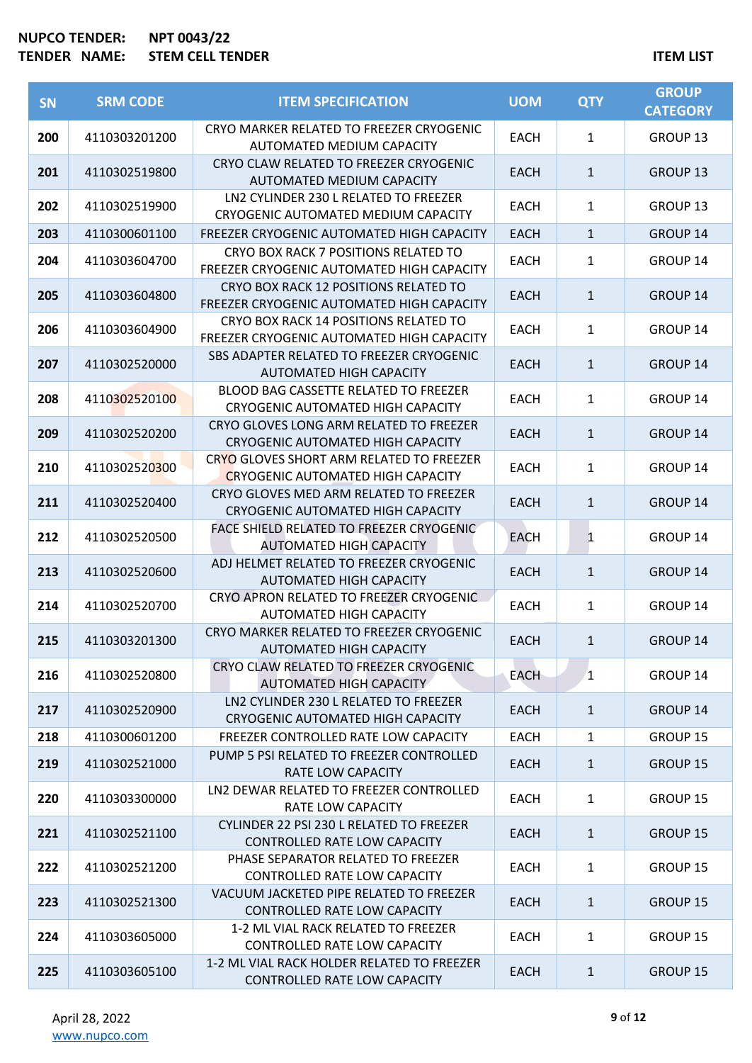**NUPCO TENDER:** NPT 0043/22
**TENDER NAME:** STEM CELL TENDER

**ITEM LIST**

| SN | SRM CODE | ITEM SPECIFICATION | UOM | QTY | GROUP CATEGORY |
|---|---|---|---|---|---|
| 200 | 4110303201200 | CRYO MARKER RELATED TO FREEZER CRYOGENIC AUTOMATED MEDIUM CAPACITY | EACH | 1 | GROUP 13 |
| 201 | 4110302519800 | CRYO CLAW RELATED TO FREEZER CRYOGENIC AUTOMATED MEDIUM CAPACITY | EACH | 1 | GROUP 13 |
| 202 | 4110302519900 | LN2 CYLINDER 230 L RELATED TO FREEZER CRYOGENIC AUTOMATED MEDIUM CAPACITY | EACH | 1 | GROUP 13 |
| 203 | 4110300601100 | FREEZER CRYOGENIC AUTOMATED HIGH CAPACITY | EACH | 1 | GROUP 14 |
| 204 | 4110303604700 | CRYO BOX RACK 7 POSITIONS RELATED TO FREEZER CRYOGENIC AUTOMATED HIGH CAPACITY | EACH | 1 | GROUP 14 |
| 205 | 4110303604800 | CRYO BOX RACK 12 POSITIONS RELATED TO FREEZER CRYOGENIC AUTOMATED HIGH CAPACITY | EACH | 1 | GROUP 14 |
| 206 | 4110303604900 | CRYO BOX RACK 14 POSITIONS RELATED TO FREEZER CRYOGENIC AUTOMATED HIGH CAPACITY | EACH | 1 | GROUP 14 |
| 207 | 4110302520000 | SBS ADAPTER RELATED TO FREEZER CRYOGENIC AUTOMATED HIGH CAPACITY | EACH | 1 | GROUP 14 |
| 208 | 4110302520100 | BLOOD BAG CASSETTE RELATED TO FREEZER CRYOGENIC AUTOMATED HIGH CAPACITY | EACH | 1 | GROUP 14 |
| 209 | 4110302520200 | CRYO GLOVES LONG ARM RELATED TO FREEZER CRYOGENIC AUTOMATED HIGH CAPACITY | EACH | 1 | GROUP 14 |
| 210 | 4110302520300 | CRYO GLOVES SHORT ARM RELATED TO FREEZER CRYOGENIC AUTOMATED HIGH CAPACITY | EACH | 1 | GROUP 14 |
| 211 | 4110302520400 | CRYO GLOVES MED ARM RELATED TO FREEZER CRYOGENIC AUTOMATED HIGH CAPACITY | EACH | 1 | GROUP 14 |
| 212 | 4110302520500 | FACE SHIELD RELATED TO FREEZER CRYOGENIC AUTOMATED HIGH CAPACITY | EACH | 1 | GROUP 14 |
| 213 | 4110302520600 | ADJ HELMET RELATED TO FREEZER CRYOGENIC AUTOMATED HIGH CAPACITY | EACH | 1 | GROUP 14 |
| 214 | 4110302520700 | CRYO APRON RELATED TO FREEZER CRYOGENIC AUTOMATED HIGH CAPACITY | EACH | 1 | GROUP 14 |
| 215 | 4110303201300 | CRYO MARKER RELATED TO FREEZER CRYOGENIC AUTOMATED HIGH CAPACITY | EACH | 1 | GROUP 14 |
| 216 | 4110302520800 | CRYO CLAW RELATED TO FREEZER CRYOGENIC AUTOMATED HIGH CAPACITY | EACH | 1 | GROUP 14 |
| 217 | 4110302520900 | LN2 CYLINDER 230 L RELATED TO FREEZER CRYOGENIC AUTOMATED HIGH CAPACITY | EACH | 1 | GROUP 14 |
| 218 | 4110300601200 | FREEZER CONTROLLED RATE LOW CAPACITY | EACH | 1 | GROUP 15 |
| 219 | 4110302521000 | PUMP 5 PSI RELATED TO FREEZER CONTROLLED RATE LOW CAPACITY | EACH | 1 | GROUP 15 |
| 220 | 4110303300000 | LN2 DEWAR RELATED TO FREEZER CONTROLLED RATE LOW CAPACITY | EACH | 1 | GROUP 15 |
| 221 | 4110302521100 | CYLINDER 22 PSI 230 L RELATED TO FREEZER CONTROLLED RATE LOW CAPACITY | EACH | 1 | GROUP 15 |
| 222 | 4110302521200 | PHASE SEPARATOR RELATED TO FREEZER CONTROLLED RATE LOW CAPACITY | EACH | 1 | GROUP 15 |
| 223 | 4110302521300 | VACUUM JACKETED PIPE RELATED TO FREEZER CONTROLLED RATE LOW CAPACITY | EACH | 1 | GROUP 15 |
| 224 | 4110303605000 | 1-2 ML VIAL RACK RELATED TO FREEZER CONTROLLED RATE LOW CAPACITY | EACH | 1 | GROUP 15 |
| 225 | 4110303605100 | 1-2 ML VIAL RACK HOLDER RELATED TO FREEZER CONTROLLED RATE LOW CAPACITY | EACH | 1 | GROUP 15 |

April 28, 2022
www.nupco.com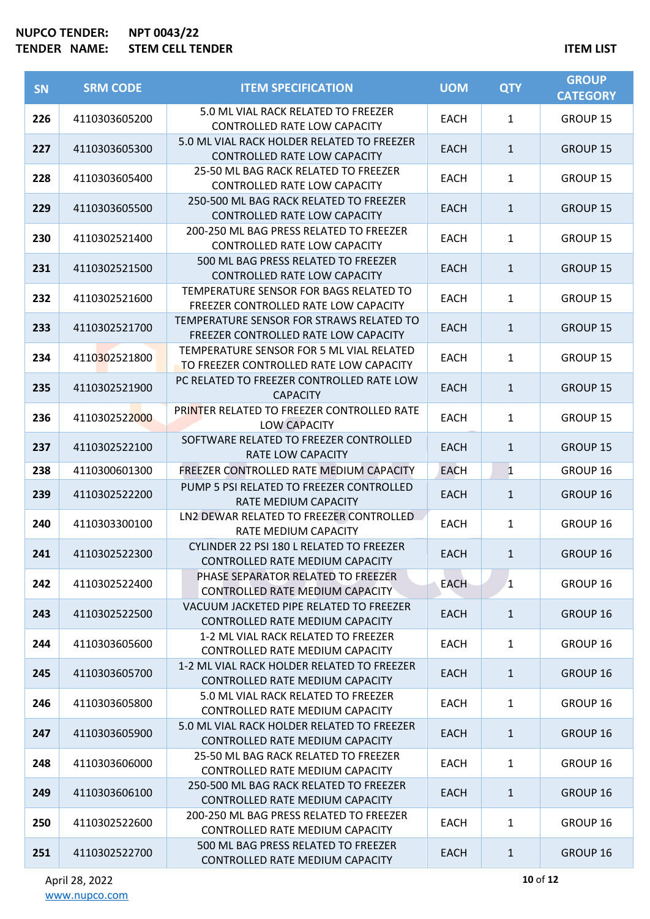**NUPCO TENDER:** NPT 0043/22
**TENDER NAME:** STEM CELL TENDER

**ITEM LIST**

| SN | SRM CODE | ITEM SPECIFICATION | UOM | QTY | GROUP CATEGORY |
|---|---|---|---|---|---|
| 226 | 4110303605200 | 5.0 ML VIAL RACK RELATED TO FREEZER CONTROLLED RATE LOW CAPACITY | EACH | 1 | GROUP 15 |
| 227 | 4110303605300 | 5.0 ML VIAL RACK HOLDER RELATED TO FREEZER CONTROLLED RATE LOW CAPACITY | EACH | 1 | GROUP 15 |
| 228 | 4110303605400 | 25-50 ML BAG RACK RELATED TO FREEZER CONTROLLED RATE LOW CAPACITY | EACH | 1 | GROUP 15 |
| 229 | 4110303605500 | 250-500 ML BAG RACK RELATED TO FREEZER CONTROLLED RATE LOW CAPACITY | EACH | 1 | GROUP 15 |
| 230 | 4110302521400 | 200-250 ML BAG PRESS RELATED TO FREEZER CONTROLLED RATE LOW CAPACITY | EACH | 1 | GROUP 15 |
| 231 | 4110302521500 | 500 ML BAG PRESS RELATED TO FREEZER CONTROLLED RATE LOW CAPACITY | EACH | 1 | GROUP 15 |
| 232 | 4110302521600 | TEMPERATURE SENSOR FOR BAGS RELATED TO FREEZER CONTROLLED RATE LOW CAPACITY | EACH | 1 | GROUP 15 |
| 233 | 4110302521700 | TEMPERATURE SENSOR FOR STRAWS RELATED TO FREEZER CONTROLLED RATE LOW CAPACITY | EACH | 1 | GROUP 15 |
| 234 | 4110302521800 | TEMPERATURE SENSOR FOR 5 ML VIAL RELATED TO FREEZER CONTROLLED RATE LOW CAPACITY | EACH | 1 | GROUP 15 |
| 235 | 4110302521900 | PC RELATED TO FREEZER CONTROLLED RATE LOW CAPACITY | EACH | 1 | GROUP 15 |
| 236 | 4110302522000 | PRINTER RELATED TO FREEZER CONTROLLED RATE LOW CAPACITY | EACH | 1 | GROUP 15 |
| 237 | 4110302522100 | SOFTWARE RELATED TO FREEZER CONTROLLED RATE LOW CAPACITY | EACH | 1 | GROUP 15 |
| 238 | 4110300601300 | FREEZER CONTROLLED RATE MEDIUM CAPACITY | EACH | 1 | GROUP 16 |
| 239 | 4110302522200 | PUMP 5 PSI RELATED TO FREEZER CONTROLLED RATE MEDIUM CAPACITY | EACH | 1 | GROUP 16 |
| 240 | 4110303300100 | LN2 DEWAR RELATED TO FREEZER CONTROLLED RATE MEDIUM CAPACITY | EACH | 1 | GROUP 16 |
| 241 | 4110302522300 | CYLINDER 22 PSI 180 L RELATED TO FREEZER CONTROLLED RATE MEDIUM CAPACITY | EACH | 1 | GROUP 16 |
| 242 | 4110302522400 | PHASE SEPARATOR RELATED TO FREEZER CONTROLLED RATE MEDIUM CAPACITY | EACH | 1 | GROUP 16 |
| 243 | 4110302522500 | VACUUM JACKETED PIPE RELATED TO FREEZER CONTROLLED RATE MEDIUM CAPACITY | EACH | 1 | GROUP 16 |
| 244 | 4110303605600 | 1-2 ML VIAL RACK RELATED TO FREEZER CONTROLLED RATE MEDIUM CAPACITY | EACH | 1 | GROUP 16 |
| 245 | 4110303605700 | 1-2 ML VIAL RACK HOLDER RELATED TO FREEZER CONTROLLED RATE MEDIUM CAPACITY | EACH | 1 | GROUP 16 |
| 246 | 4110303605800 | 5.0 ML VIAL RACK RELATED TO FREEZER CONTROLLED RATE MEDIUM CAPACITY | EACH | 1 | GROUP 16 |
| 247 | 4110303605900 | 5.0 ML VIAL RACK HOLDER RELATED TO FREEZER CONTROLLED RATE MEDIUM CAPACITY | EACH | 1 | GROUP 16 |
| 248 | 4110303606000 | 25-50 ML BAG RACK RELATED TO FREEZER CONTROLLED RATE MEDIUM CAPACITY | EACH | 1 | GROUP 16 |
| 249 | 4110303606100 | 250-500 ML BAG RACK RELATED TO FREEZER CONTROLLED RATE MEDIUM CAPACITY | EACH | 1 | GROUP 16 |
| 250 | 4110302522600 | 200-250 ML BAG PRESS RELATED TO FREEZER CONTROLLED RATE MEDIUM CAPACITY | EACH | 1 | GROUP 16 |
| 251 | 4110302522700 | 500 ML BAG PRESS RELATED TO FREEZER CONTROLLED RATE MEDIUM CAPACITY | EACH | 1 | GROUP 16 |

April 28, 2022
www.nupco.com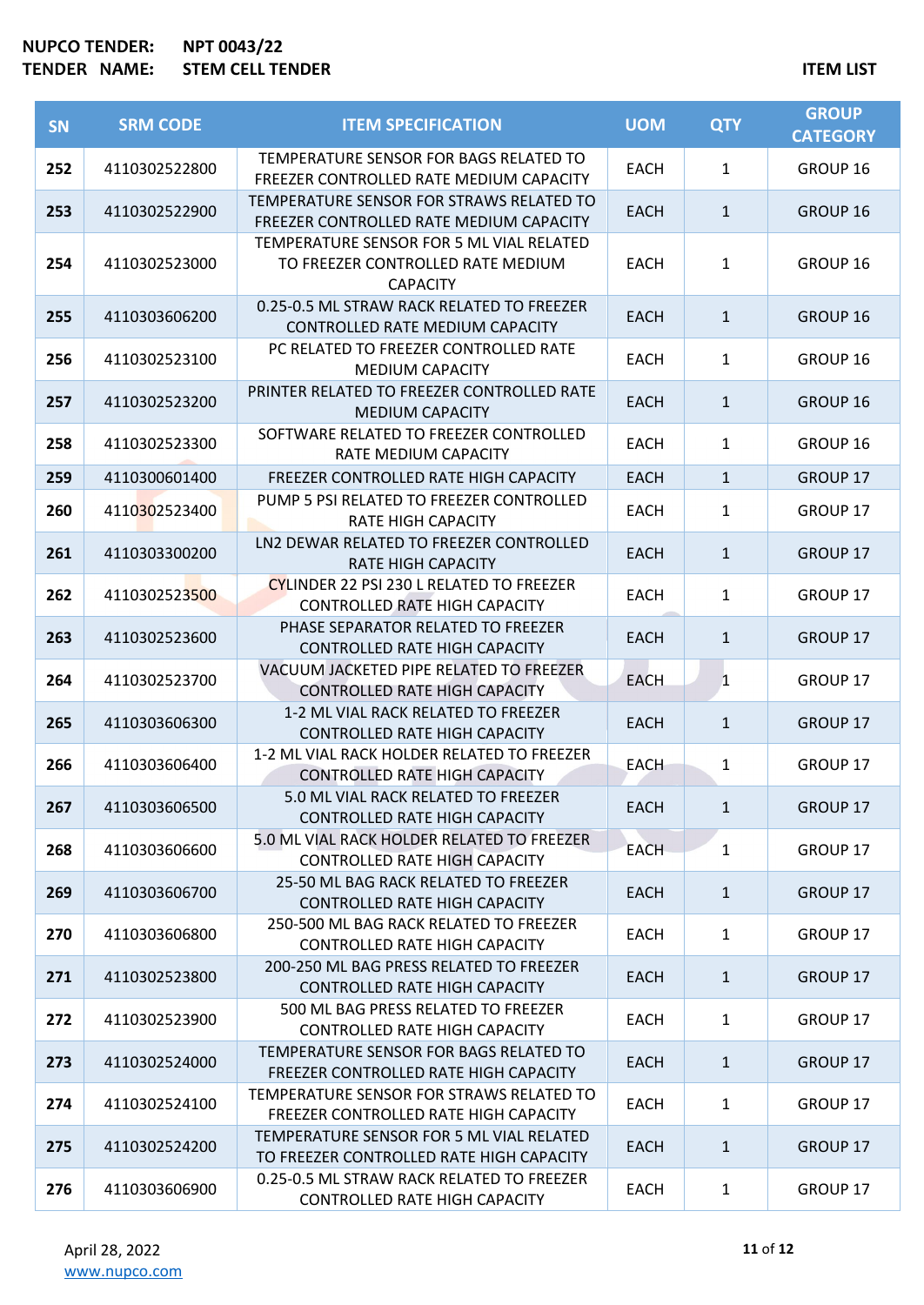**NUPCO TENDER:** NPT 0043/22
**TENDER NAME:** STEM CELL TENDER

**ITEM LIST**

| SN | SRM CODE | ITEM SPECIFICATION | UOM | QTY | GROUP CATEGORY |
|---|---|---|---|---|---|
| 252 | 4110302522800 | TEMPERATURE SENSOR FOR BAGS RELATED TO FREEZER CONTROLLED RATE MEDIUM CAPACITY | EACH | 1 | GROUP 16 |
| 253 | 4110302522900 | TEMPERATURE SENSOR FOR STRAWS RELATED TO FREEZER CONTROLLED RATE MEDIUM CAPACITY | EACH | 1 | GROUP 16 |
| 254 | 4110302523000 | TEMPERATURE SENSOR FOR 5 ML VIAL RELATED TO FREEZER CONTROLLED RATE MEDIUM CAPACITY | EACH | 1 | GROUP 16 |
| 255 | 4110303606200 | 0.25-0.5 ML STRAW RACK RELATED TO FREEZER CONTROLLED RATE MEDIUM CAPACITY | EACH | 1 | GROUP 16 |
| 256 | 4110302523100 | PC RELATED TO FREEZER CONTROLLED RATE MEDIUM CAPACITY | EACH | 1 | GROUP 16 |
| 257 | 4110302523200 | PRINTER RELATED TO FREEZER CONTROLLED RATE MEDIUM CAPACITY | EACH | 1 | GROUP 16 |
| 258 | 4110302523300 | SOFTWARE RELATED TO FREEZER CONTROLLED RATE MEDIUM CAPACITY | EACH | 1 | GROUP 16 |
| 259 | 4110300601400 | FREEZER CONTROLLED RATE HIGH CAPACITY | EACH | 1 | GROUP 17 |
| 260 | 4110302523400 | PUMP 5 PSI RELATED TO FREEZER CONTROLLED RATE HIGH CAPACITY | EACH | 1 | GROUP 17 |
| 261 | 4110303300200 | LN2 DEWAR RELATED TO FREEZER CONTROLLED RATE HIGH CAPACITY | EACH | 1 | GROUP 17 |
| 262 | 4110302523500 | CYLINDER 22 PSI 230 L RELATED TO FREEZER CONTROLLED RATE HIGH CAPACITY | EACH | 1 | GROUP 17 |
| 263 | 4110302523600 | PHASE SEPARATOR RELATED TO FREEZER CONTROLLED RATE HIGH CAPACITY | EACH | 1 | GROUP 17 |
| 264 | 4110302523700 | VACUUM JACKETED PIPE RELATED TO FREEZER CONTROLLED RATE HIGH CAPACITY | EACH | 1 | GROUP 17 |
| 265 | 4110303606300 | 1-2 ML VIAL RACK RELATED TO FREEZER CONTROLLED RATE HIGH CAPACITY | EACH | 1 | GROUP 17 |
| 266 | 4110303606400 | 1-2 ML VIAL RACK HOLDER RELATED TO FREEZER CONTROLLED RATE HIGH CAPACITY | EACH | 1 | GROUP 17 |
| 267 | 4110303606500 | 5.0 ML VIAL RACK RELATED TO FREEZER CONTROLLED RATE HIGH CAPACITY | EACH | 1 | GROUP 17 |
| 268 | 4110303606600 | 5.0 ML VIAL RACK HOLDER RELATED TO FREEZER CONTROLLED RATE HIGH CAPACITY | EACH | 1 | GROUP 17 |
| 269 | 4110303606700 | 25-50 ML BAG RACK RELATED TO FREEZER CONTROLLED RATE HIGH CAPACITY | EACH | 1 | GROUP 17 |
| 270 | 4110303606800 | 250-500 ML BAG RACK RELATED TO FREEZER CONTROLLED RATE HIGH CAPACITY | EACH | 1 | GROUP 17 |
| 271 | 4110302523800 | 200-250 ML BAG PRESS RELATED TO FREEZER CONTROLLED RATE HIGH CAPACITY | EACH | 1 | GROUP 17 |
| 272 | 4110302523900 | 500 ML BAG PRESS RELATED TO FREEZER CONTROLLED RATE HIGH CAPACITY | EACH | 1 | GROUP 17 |
| 273 | 4110302524000 | TEMPERATURE SENSOR FOR BAGS RELATED TO FREEZER CONTROLLED RATE HIGH CAPACITY | EACH | 1 | GROUP 17 |
| 274 | 4110302524100 | TEMPERATURE SENSOR FOR STRAWS RELATED TO FREEZER CONTROLLED RATE HIGH CAPACITY | EACH | 1 | GROUP 17 |
| 275 | 4110302524200 | TEMPERATURE SENSOR FOR 5 ML VIAL RELATED TO FREEZER CONTROLLED RATE HIGH CAPACITY | EACH | 1 | GROUP 17 |
| 276 | 4110303606900 | 0.25-0.5 ML STRAW RACK RELATED TO FREEZER CONTROLLED RATE HIGH CAPACITY | EACH | 1 | GROUP 17 |

April 28, 2022
www.nupco.com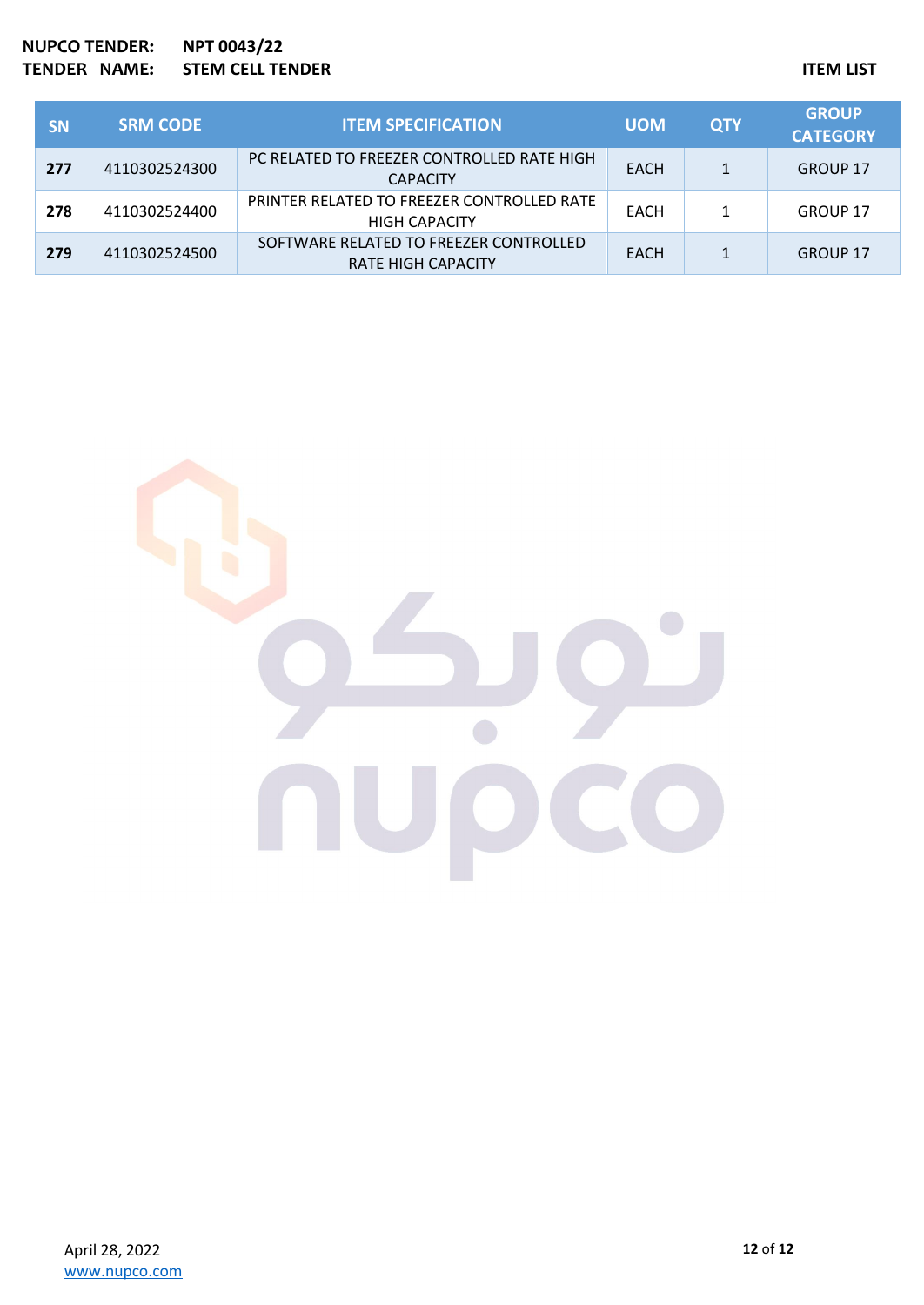| SN | SRM CODE | ITEM SPECIFICATION | UOM | QTY | GROUP CATEGORY |
|---|---|---|---|---|---|
| **277** | 4110302524300 | PC RELATED TO FREEZER CONTROLLED RATE HIGH CAPACITY | EACH | 1 | GROUP 17 |
| **278** | 4110302524400 | PRINTER RELATED TO FREEZER CONTROLLED RATE HIGH CAPACITY | EACH | 1 | GROUP 17 |
| **279** | 4110302524500 | SOFTWARE RELATED TO FREEZER CONTROLLED RATE HIGH CAPACITY | EACH | 1 | GROUP 17 |